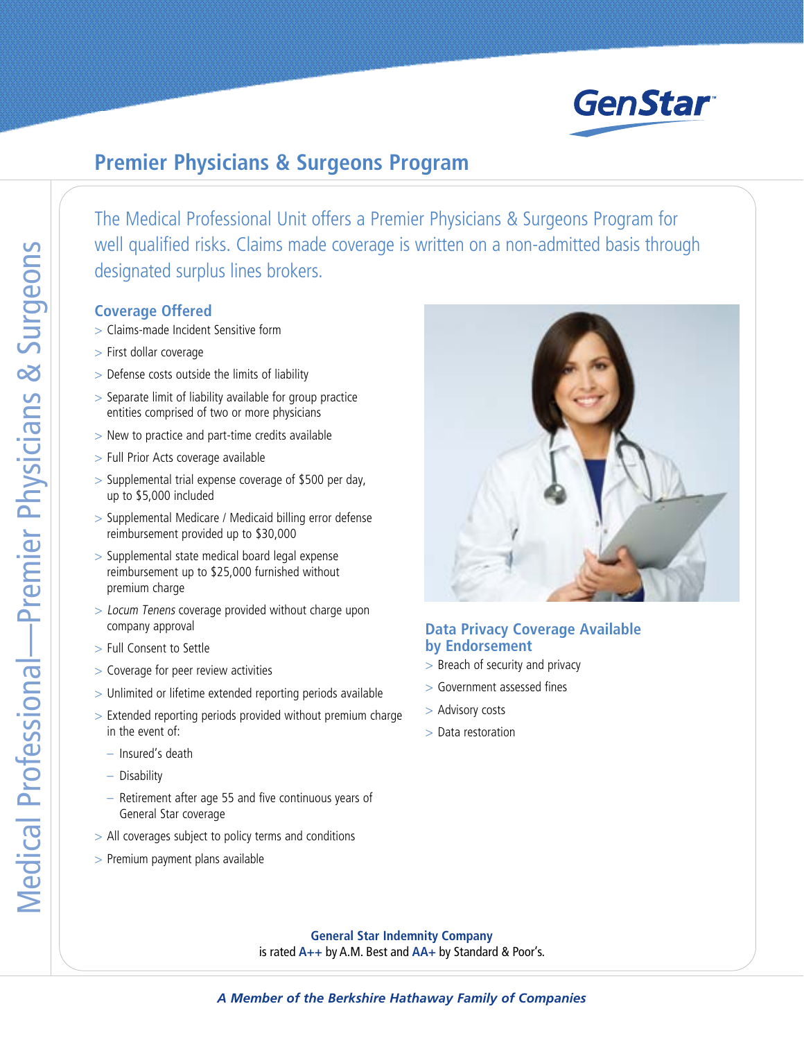GenStar

# Premier Physicians & Surgeons Program

The Medical Professional Unit offers a Premier Physicians & Surgeons Program for well qualified risks. Claims made coverage is written on a non-admitted basis through designated surplus lines brokers.

## Coverage Offered

- Claims-made Incident Sensitive form
- First dollar coverage
- Defense costs outside the limits of liability
- Separate limit of liability available for group practice entities comprised of two or more physicians
- New to practice and part-time credits available
- Full Prior Acts coverage available
- Supplemental trial expense coverage of $500 per day, up to $5,000 included
- Supplemental Medicare / Medicaid billing error defense reimbursement provided up to $30,000
- Supplemental state medical board legal expense reimbursement up to $25,000 furnished without premium charge
- *Locum Tenens* coverage provided without charge upon company approval
- Full Consent to Settle
- Coverage for peer review activities
- Unlimited or lifetime extended reporting periods available
- Extended reporting periods provided without premium charge in the event of:
  - Insured's death
  - Disability
  - Retirement after age 55 and five continuous years of General Star coverage
- All coverages subject to policy terms and conditions
- Premium payment plans available

## Data Privacy Coverage Available by Endorsement

- Breach of security and privacy
- Government assessed fines
- Advisory costs
- Data restoration

**General Star Indemnity Company**
is rated **A++** by A.M. Best and **AA+** by Standard & Poor's.

***A Member of the Berkshire Hathaway Family of Companies***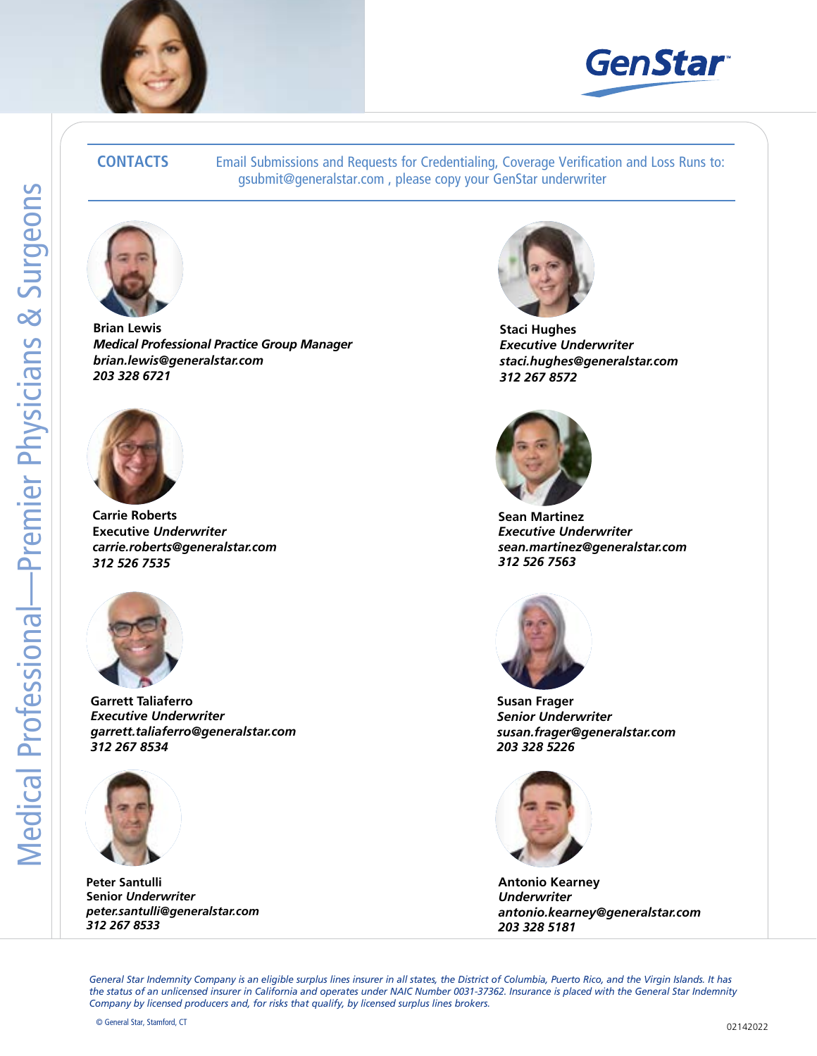GenStar

Medical Professional—Premier Physicians & Surgeons

## CONTACTS

Email Submissions and Requests for Credentialing, Coverage Verification and Loss Runs to: gsubmit@generalstar.com , please copy your GenStar underwriter

**Brian Lewis**
***Medical Professional Practice Group Manager***
***brian.lewis@generalstar.com***
***203 328 6721***

**Staci Hughes**
***Executive Underwriter***
***staci.hughes@generalstar.com***
***312 267 8572***

**Carrie Roberts**
**Executive *Underwriter***
***carrie.roberts@generalstar.com***
***312 526 7535***

**Sean Martinez**
***Executive Underwriter***
***sean.martinez@generalstar.com***
***312 526 7563***

**Garrett Taliaferro**
***Executive Underwriter***
***garrett.taliaferro@generalstar.com***
***312 267 8534***

**Susan Frager**
***Senior Underwriter***
***susan.frager@generalstar.com***
***203 328 5226***

**Peter Santulli**
**Senior *Underwriter***
***peter.santulli@generalstar.com***
***312 267 8533***

**Antonio Kearney**
***Underwriter***
***antonio.kearney@generalstar.com***
***203 328 5181***

*General Star Indemnity Company is an eligible surplus lines insurer in all states, the District of Columbia, Puerto Rico, and the Virgin Islands. It has the status of an unlicensed insurer in California and operates under NAIC Number 0031-37362. Insurance is placed with the General Star Indemnity Company by licensed producers and, for risks that qualify, by licensed surplus lines brokers.*

© General Star, Stamford, CT

02142022